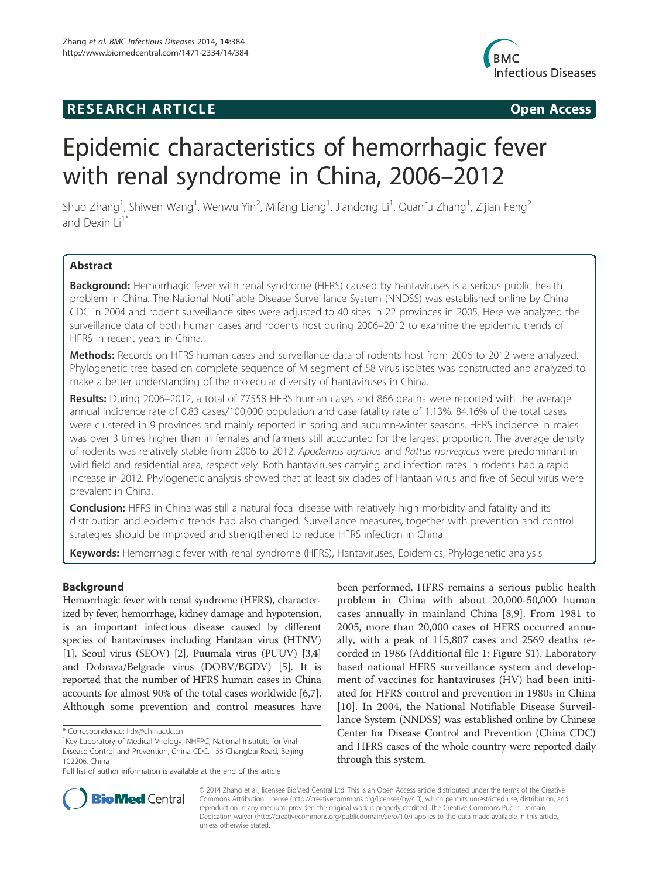**RESEARCH ARTICLE** **Open Access**

# Epidemic characteristics of hemorrhagic fever with renal syndrome in China, 2006–2012

Shuo Zhang[1], Shiwen Wang[1], Wenwu Yin[2], Mifang Liang[1], Jiandong Li[1], Quanfu Zhang[1], Zijian Feng[2] and Dexin Li[1*]

## Abstract

**Background:** Hemorrhagic fever with renal syndrome (HFRS) caused by hantaviruses is a serious public health problem in China. The National Notifiable Disease Surveillance System (NNDSS) was established online by China CDC in 2004 and rodent surveillance sites were adjusted to 40 sites in 22 provinces in 2005. Here we analyzed the surveillance data of both human cases and rodents host during 2006–2012 to examine the epidemic trends of HFRS in recent years in China.

**Methods:** Records on HFRS human cases and surveillance data of rodents host from 2006 to 2012 were analyzed. Phylogenetic tree based on complete sequence of M segment of 58 virus isolates was constructed and analyzed to make a better understanding of the molecular diversity of hantaviruses in China.

**Results:** During 2006–2012, a total of 77558 HFRS human cases and 866 deaths were reported with the average annual incidence rate of 0.83 cases/100,000 population and case fatality rate of 1.13%. 84.16% of the total cases were clustered in 9 provinces and mainly reported in spring and autumn-winter seasons. HFRS incidence in males was over 3 times higher than in females and farmers still accounted for the largest proportion. The average density of rodents was relatively stable from 2006 to 2012. *Apodemus agrarius* and *Rattus norvegicus* were predominant in wild field and residential area, respectively. Both hantaviruses carrying and infection rates in rodents had a rapid increase in 2012. Phylogenetic analysis showed that at least six clades of Hantaan virus and five of Seoul virus were prevalent in China.

**Conclusion:** HFRS in China was still a natural focal disease with relatively high morbidity and fatality and its distribution and epidemic trends had also changed. Surveillance measures, together with prevention and control strategies should be improved and strengthened to reduce HFRS infection in China.

**Keywords:** Hemorrhagic fever with renal syndrome (HFRS), Hantaviruses, Epidemics, Phylogenetic analysis

## Background

Hemorrhagic fever with renal syndrome (HFRS), characterized by fever, hemorrhage, kidney damage and hypotension, is an important infectious disease caused by different species of hantaviruses including Hantaan virus (HTNV) [1], Seoul virus (SEOV) [2], Puumala virus (PUUV) [3,4] and Dobrava/Belgrade virus (DOBV/BGDV) [5]. It is reported that the number of HFRS human cases in China accounts for almost 90% of the total cases worldwide [6,7]. Although some prevention and control measures have been performed, HFRS remains a serious public health problem in China with about 20,000-50,000 human cases annually in mainland China [8,9]. From 1981 to 2005, more than 20,000 cases of HFRS occurred annually, with a peak of 115,807 cases and 2569 deaths recorded in 1986 (Additional file 1: Figure S1). Laboratory based national HFRS surveillance system and development of vaccines for hantaviruses (HV) had been initiated for HFRS control and prevention in 1980s in China [10]. In 2004, the National Notifiable Disease Surveillance System (NNDSS) was established online by Chinese Center for Disease Control and Prevention (China CDC) and HFRS cases of the whole country were reported daily through this system.

\* Correspondence: lidx@chinacdc.cn

[1]Key Laboratory of Medical Virology, NHFPC, National Institute for Viral Disease Control and Prevention, China CDC, 155 Changbai Road, Beijing 102206, China

Full list of author information is available at the end of the article

© 2014 Zhang et al.; licensee BioMed Central Ltd. This is an Open Access article distributed under the terms of the Creative Commons Attribution License (http://creativecommons.org/licenses/by/4.0), which permits unrestricted use, distribution, and reproduction in any medium, provided the original work is properly credited. The Creative Commons Public Domain Dedication waiver (http://creativecommons.org/publicdomain/zero/1.0/) applies to the data made available in this article, unless otherwise stated.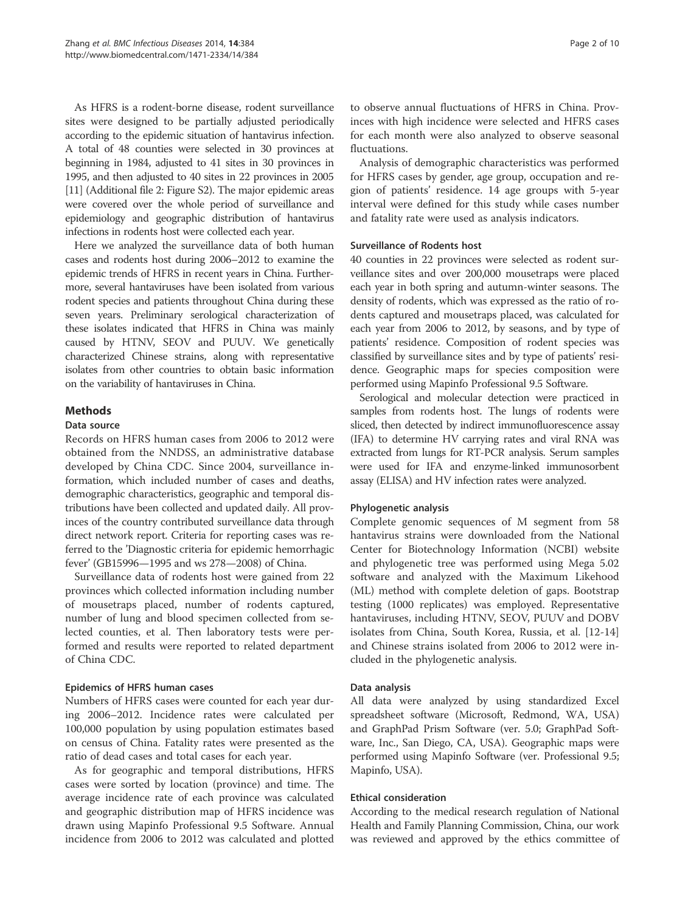As HFRS is a rodent-borne disease, rodent surveillance sites were designed to be partially adjusted periodically according to the epidemic situation of hantavirus infection. A total of 48 counties were selected in 30 provinces at beginning in 1984, adjusted to 41 sites in 30 provinces in 1995, and then adjusted to 40 sites in 22 provinces in 2005 [11] (Additional file 2: Figure S2). The major epidemic areas were covered over the whole period of surveillance and epidemiology and geographic distribution of hantavirus infections in rodents host were collected each year.

Here we analyzed the surveillance data of both human cases and rodents host during 2006–2012 to examine the epidemic trends of HFRS in recent years in China. Furthermore, several hantaviruses have been isolated from various rodent species and patients throughout China during these seven years. Preliminary serological characterization of these isolates indicated that HFRS in China was mainly caused by HTNV, SEOV and PUUV. We genetically characterized Chinese strains, along with representative isolates from other countries to obtain basic information on the variability of hantaviruses in China.

## Methods

### Data source

Records on HFRS human cases from 2006 to 2012 were obtained from the NNDSS, an administrative database developed by China CDC. Since 2004, surveillance information, which included number of cases and deaths, demographic characteristics, geographic and temporal distributions have been collected and updated daily. All provinces of the country contributed surveillance data through direct network report. Criteria for reporting cases was referred to the 'Diagnostic criteria for epidemic hemorrhagic fever' (GB15996—1995 and ws 278—2008) of China.

Surveillance data of rodents host were gained from 22 provinces which collected information including number of mousetraps placed, number of rodents captured, number of lung and blood specimen collected from selected counties, et al. Then laboratory tests were performed and results were reported to related department of China CDC.

### Epidemics of HFRS human cases

Numbers of HFRS cases were counted for each year during 2006–2012. Incidence rates were calculated per 100,000 population by using population estimates based on census of China. Fatality rates were presented as the ratio of dead cases and total cases for each year.

As for geographic and temporal distributions, HFRS cases were sorted by location (province) and time. The average incidence rate of each province was calculated and geographic distribution map of HFRS incidence was drawn using Mapinfo Professional 9.5 Software. Annual incidence from 2006 to 2012 was calculated and plotted to observe annual fluctuations of HFRS in China. Provinces with high incidence were selected and HFRS cases for each month were also analyzed to observe seasonal fluctuations.

Analysis of demographic characteristics was performed for HFRS cases by gender, age group, occupation and region of patients' residence. 14 age groups with 5-year interval were defined for this study while cases number and fatality rate were used as analysis indicators.

### Surveillance of Rodents host

40 counties in 22 provinces were selected as rodent surveillance sites and over 200,000 mousetraps were placed each year in both spring and autumn-winter seasons. The density of rodents, which was expressed as the ratio of rodents captured and mousetraps placed, was calculated for each year from 2006 to 2012, by seasons, and by type of patients' residence. Composition of rodent species was classified by surveillance sites and by type of patients' residence. Geographic maps for species composition were performed using Mapinfo Professional 9.5 Software.

Serological and molecular detection were practiced in samples from rodents host. The lungs of rodents were sliced, then detected by indirect immunofluorescence assay (IFA) to determine HV carrying rates and viral RNA was extracted from lungs for RT-PCR analysis. Serum samples were used for IFA and enzyme-linked immunosorbent assay (ELISA) and HV infection rates were analyzed.

### Phylogenetic analysis

Complete genomic sequences of M segment from 58 hantavirus strains were downloaded from the National Center for Biotechnology Information (NCBI) website and phylogenetic tree was performed using Mega 5.02 software and analyzed with the Maximum Likehood (ML) method with complete deletion of gaps. Bootstrap testing (1000 replicates) was employed. Representative hantaviruses, including HTNV, SEOV, PUUV and DOBV isolates from China, South Korea, Russia, et al. [12-14] and Chinese strains isolated from 2006 to 2012 were included in the phylogenetic analysis.

### Data analysis

All data were analyzed by using standardized Excel spreadsheet software (Microsoft, Redmond, WA, USA) and GraphPad Prism Software (ver. 5.0; GraphPad Software, Inc., San Diego, CA, USA). Geographic maps were performed using Mapinfo Software (ver. Professional 9.5; Mapinfo, USA).

### Ethical consideration

According to the medical research regulation of National Health and Family Planning Commission, China, our work was reviewed and approved by the ethics committee of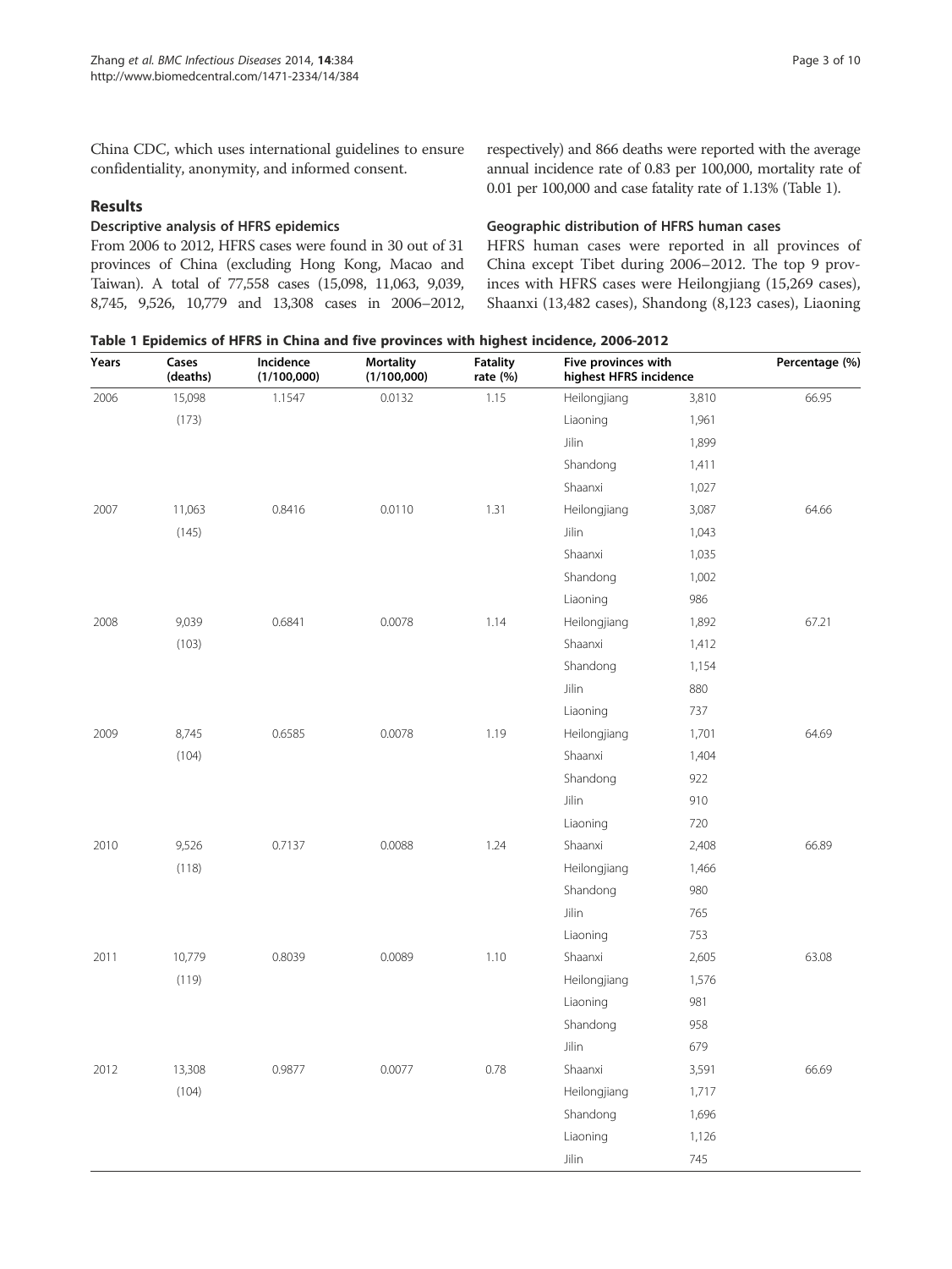China CDC, which uses international guidelines to ensure confidentiality, anonymity, and informed consent.

## Results

### Descriptive analysis of HFRS epidemics

From 2006 to 2012, HFRS cases were found in 30 out of 31 provinces of China (excluding Hong Kong, Macao and Taiwan). A total of 77,558 cases (15,098, 11,063, 9,039, 8,745, 9,526, 10,779 and 13,308 cases in 2006–2012, respectively) and 866 deaths were reported with the average annual incidence rate of 0.83 per 100,000, mortality rate of 0.01 per 100,000 and case fatality rate of 1.13% (Table 1).

### Geographic distribution of HFRS human cases

HFRS human cases were reported in all provinces of China except Tibet during 2006–2012. The top 9 provinces with HFRS cases were Heilongjiang (15,269 cases), Shaanxi (13,482 cases), Shandong (8,123 cases), Liaoning

**Table 1 Epidemics of HFRS in China and five provinces with highest incidence, 2006-2012**

| Years | Cases (deaths) | Incidence (1/100,000) | Mortality (1/100,000) | Fatality rate (%) | Five provinces with highest HFRS incidence | | Percentage (%) |
|---|---|---|---|---|---|---|---|
| 2006 | 15,098 | 1.1547 | 0.0132 | 1.15 | Heilongjiang | 3,810 | 66.95 |
| | (173) | | | | Liaoning | 1,961 | |
| | | | | | Jilin | 1,899 | |
| | | | | | Shandong | 1,411 | |
| | | | | | Shaanxi | 1,027 | |
| 2007 | 11,063 | 0.8416 | 0.0110 | 1.31 | Heilongjiang | 3,087 | 64.66 |
| | (145) | | | | Jilin | 1,043 | |
| | | | | | Shaanxi | 1,035 | |
| | | | | | Shandong | 1,002 | |
| | | | | | Liaoning | 986 | |
| 2008 | 9,039 | 0.6841 | 0.0078 | 1.14 | Heilongjiang | 1,892 | 67.21 |
| | (103) | | | | Shaanxi | 1,412 | |
| | | | | | Shandong | 1,154 | |
| | | | | | Jilin | 880 | |
| | | | | | Liaoning | 737 | |
| 2009 | 8,745 | 0.6585 | 0.0078 | 1.19 | Heilongjiang | 1,701 | 64.69 |
| | (104) | | | | Shaanxi | 1,404 | |
| | | | | | Shandong | 922 | |
| | | | | | Jilin | 910 | |
| | | | | | Liaoning | 720 | |
| 2010 | 9,526 | 0.7137 | 0.0088 | 1.24 | Shaanxi | 2,408 | 66.89 |
| | (118) | | | | Heilongjiang | 1,466 | |
| | | | | | Shandong | 980 | |
| | | | | | Jilin | 765 | |
| | | | | | Liaoning | 753 | |
| 2011 | 10,779 | 0.8039 | 0.0089 | 1.10 | Shaanxi | 2,605 | 63.08 |
| | (119) | | | | Heilongjiang | 1,576 | |
| | | | | | Liaoning | 981 | |
| | | | | | Shandong | 958 | |
| | | | | | Jilin | 679 | |
| 2012 | 13,308 | 0.9877 | 0.0077 | 0.78 | Shaanxi | 3,591 | 66.69 |
| | (104) | | | | Heilongjiang | 1,717 | |
| | | | | | Shandong | 1,696 | |
| | | | | | Liaoning | 1,126 | |
| | | | | | Jilin | 745 | |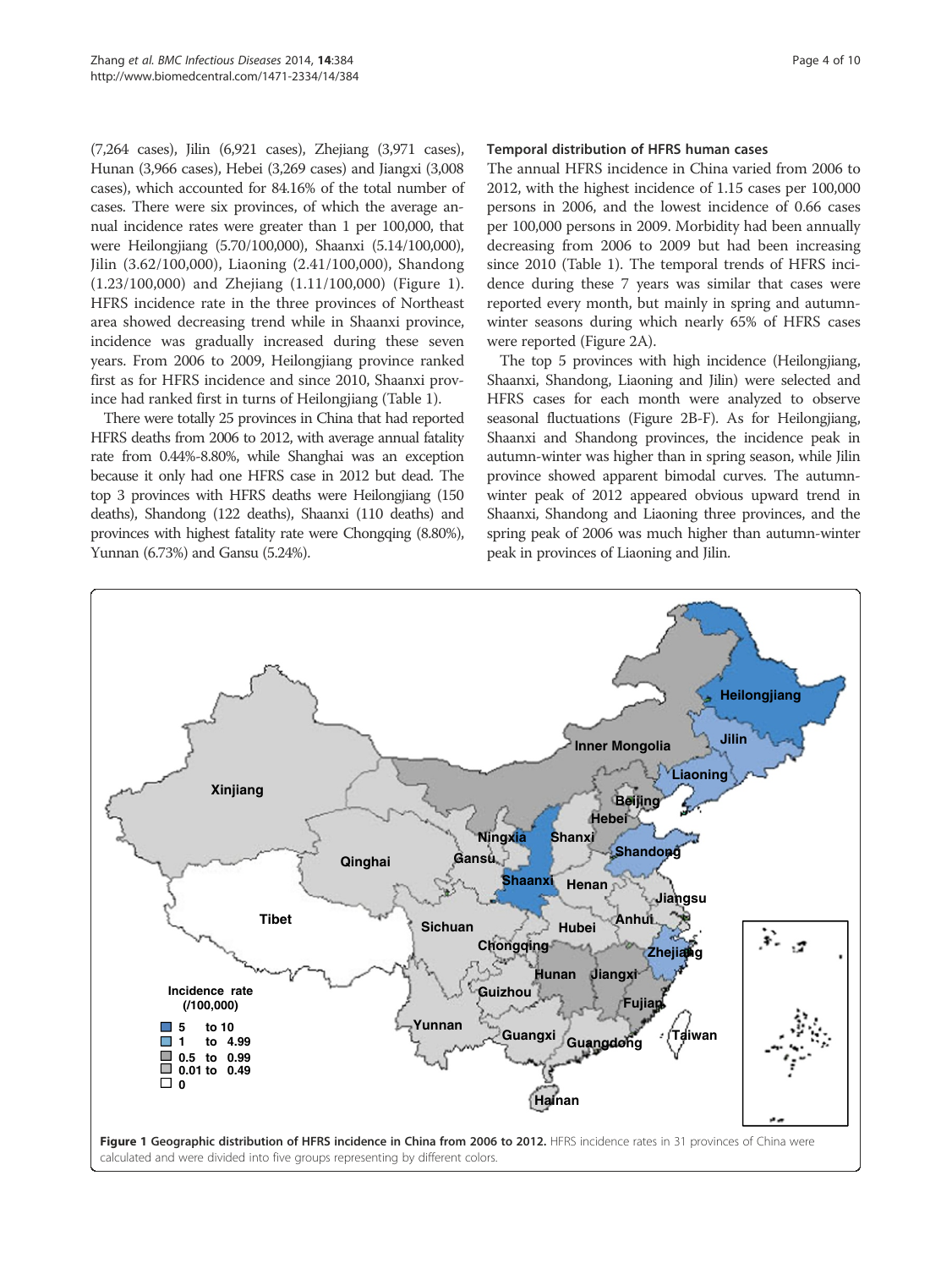(7,264 cases), Jilin (6,921 cases), Zhejiang (3,971 cases), Hunan (3,966 cases), Hebei (3,269 cases) and Jiangxi (3,008 cases), which accounted for 84.16% of the total number of cases. There were six provinces, of which the average annual incidence rates were greater than 1 per 100,000, that were Heilongjiang (5.70/100,000), Shaanxi (5.14/100,000), Jilin (3.62/100,000), Liaoning (2.41/100,000), Shandong (1.23/100,000) and Zhejiang (1.11/100,000) (Figure 1). HFRS incidence rate in the three provinces of Northeast area showed decreasing trend while in Shaanxi province, incidence was gradually increased during these seven years. From 2006 to 2009, Heilongjiang province ranked first as for HFRS incidence and since 2010, Shaanxi province had ranked first in turns of Heilongjiang (Table 1).

There were totally 25 provinces in China that had reported HFRS deaths from 2006 to 2012, with average annual fatality rate from 0.44%-8.80%, while Shanghai was an exception because it only had one HFRS case in 2012 but dead. The top 3 provinces with HFRS deaths were Heilongjiang (150 deaths), Shandong (122 deaths), Shaanxi (110 deaths) and provinces with highest fatality rate were Chongqing (8.80%), Yunnan (6.73%) and Gansu (5.24%).

### Temporal distribution of HFRS human cases

The annual HFRS incidence in China varied from 2006 to 2012, with the highest incidence of 1.15 cases per 100,000 persons in 2006, and the lowest incidence of 0.66 cases per 100,000 persons in 2009. Morbidity had been annually decreasing from 2006 to 2009 but had been increasing since 2010 (Table 1). The temporal trends of HFRS incidence during these 7 years was similar that cases were reported every month, but mainly in spring and autumn-winter seasons during which nearly 65% of HFRS cases were reported (Figure 2A).

The top 5 provinces with high incidence (Heilongjiang, Shaanxi, Shandong, Liaoning and Jilin) were selected and HFRS cases for each month were analyzed to observe seasonal fluctuations (Figure 2B-F). As for Heilongjiang, Shaanxi and Shandong provinces, the incidence peak in autumn-winter was higher than in spring season, while Jilin province showed apparent bimodal curves. The autumn-winter peak of 2012 appeared obvious upward trend in Shaanxi, Shandong and Liaoning three provinces, and the spring peak of 2006 was much higher than autumn-winter peak in provinces of Liaoning and Jilin.

**Figure 1 Geographic distribution of HFRS incidence in China from 2006 to 2012.** HFRS incidence rates in 31 provinces of China were calculated and were divided into five groups representing by different colors.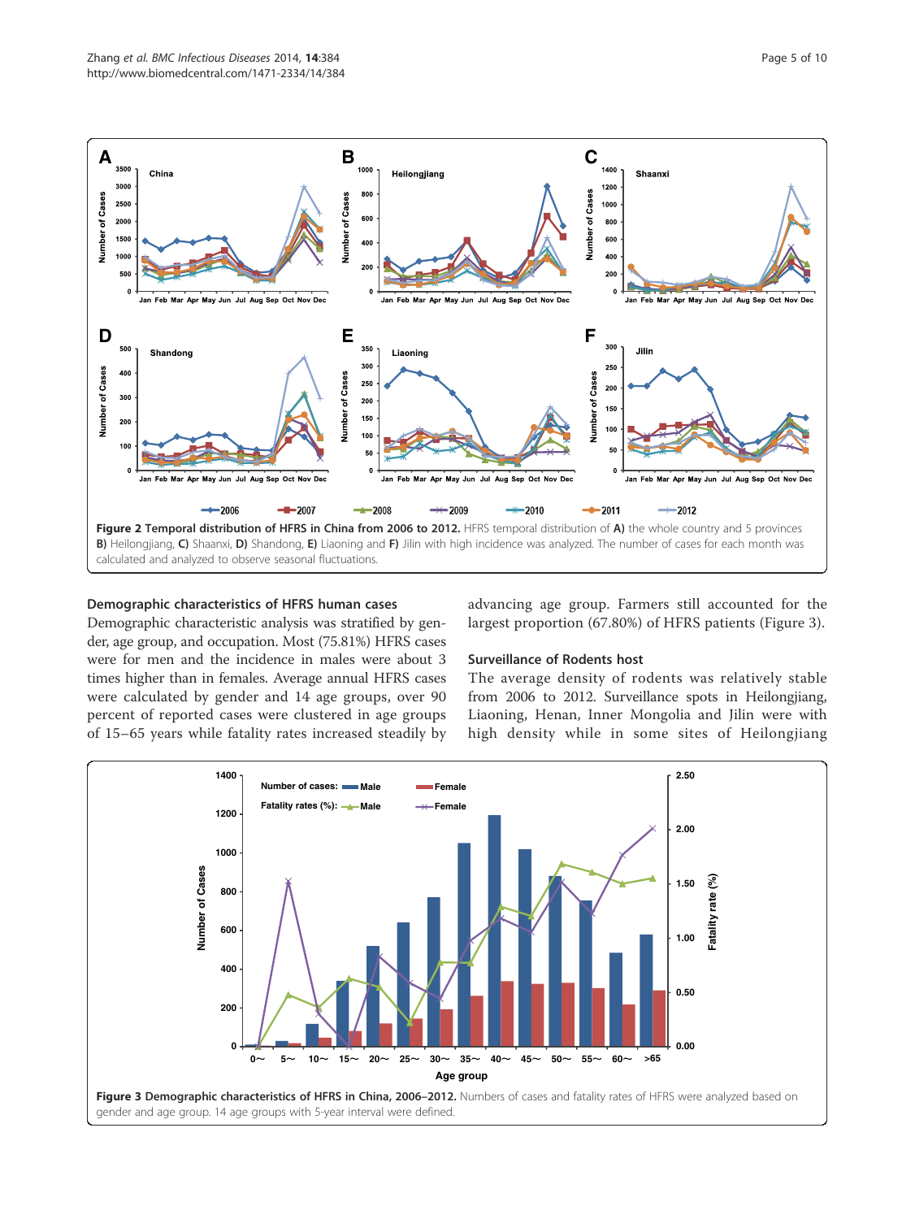**Figure 2 Temporal distribution of HFRS in China from 2006 to 2012.** HFRS temporal distribution of **A)** the whole country and 5 provinces **B)** Heilongjiang, **C)** Shaanxi, **D)** Shandong, **E)** Liaoning and **F)** Jilin with high incidence was analyzed. The number of cases for each month was calculated and analyzed to observe seasonal fluctuations.

### Demographic characteristics of HFRS human cases

Demographic characteristic analysis was stratified by gender, age group, and occupation. Most (75.81%) HFRS cases were for men and the incidence in males were about 3 times higher than in females. Average annual HFRS cases were calculated by gender and 14 age groups, over 90 percent of reported cases were clustered in age groups of 15–65 years while fatality rates increased steadily by advancing age group. Farmers still accounted for the largest proportion (67.80%) of HFRS patients (Figure 3).

### Surveillance of Rodents host

The average density of rodents was relatively stable from 2006 to 2012. Surveillance spots in Heilongjiang, Liaoning, Henan, Inner Mongolia and Jilin were with high density while in some sites of Heilongjiang

**Figure 3 Demographic characteristics of HFRS in China, 2006–2012.** Numbers of cases and fatality rates of HFRS were analyzed based on gender and age group. 14 age groups with 5-year interval were defined.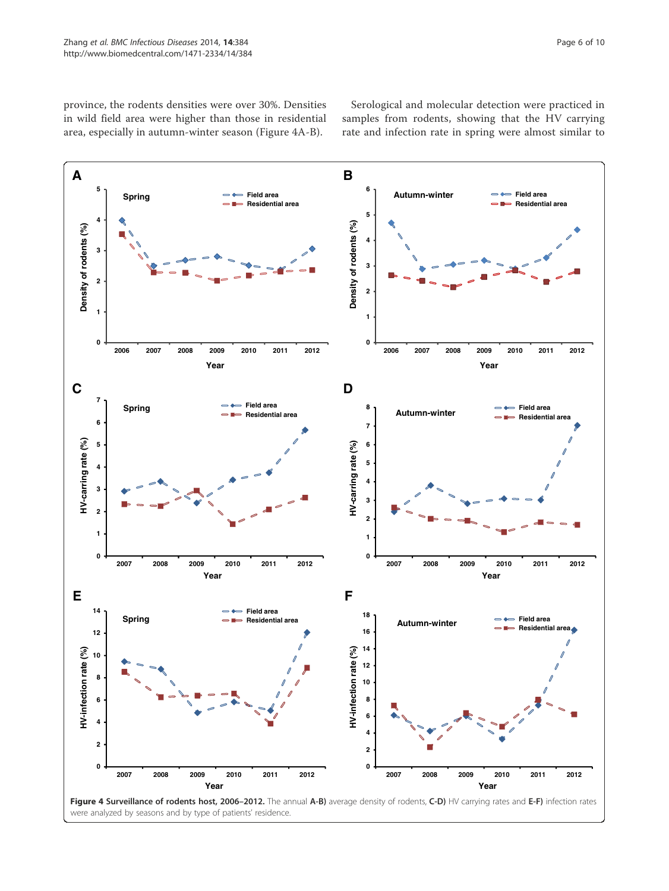province, the rodents densities were over 30%. Densities in wild field area were higher than those in residential area, especially in autumn-winter season (Figure 4A-B).

Serological and molecular detection were practiced in samples from rodents, showing that the HV carrying rate and infection rate in spring were almost similar to

**Figure 4 Surveillance of rodents host, 2006–2012.** The annual **A-B)** average density of rodents, **C-D)** HV carrying rates and **E-F)** infection rates were analyzed by seasons and by type of patients' residence.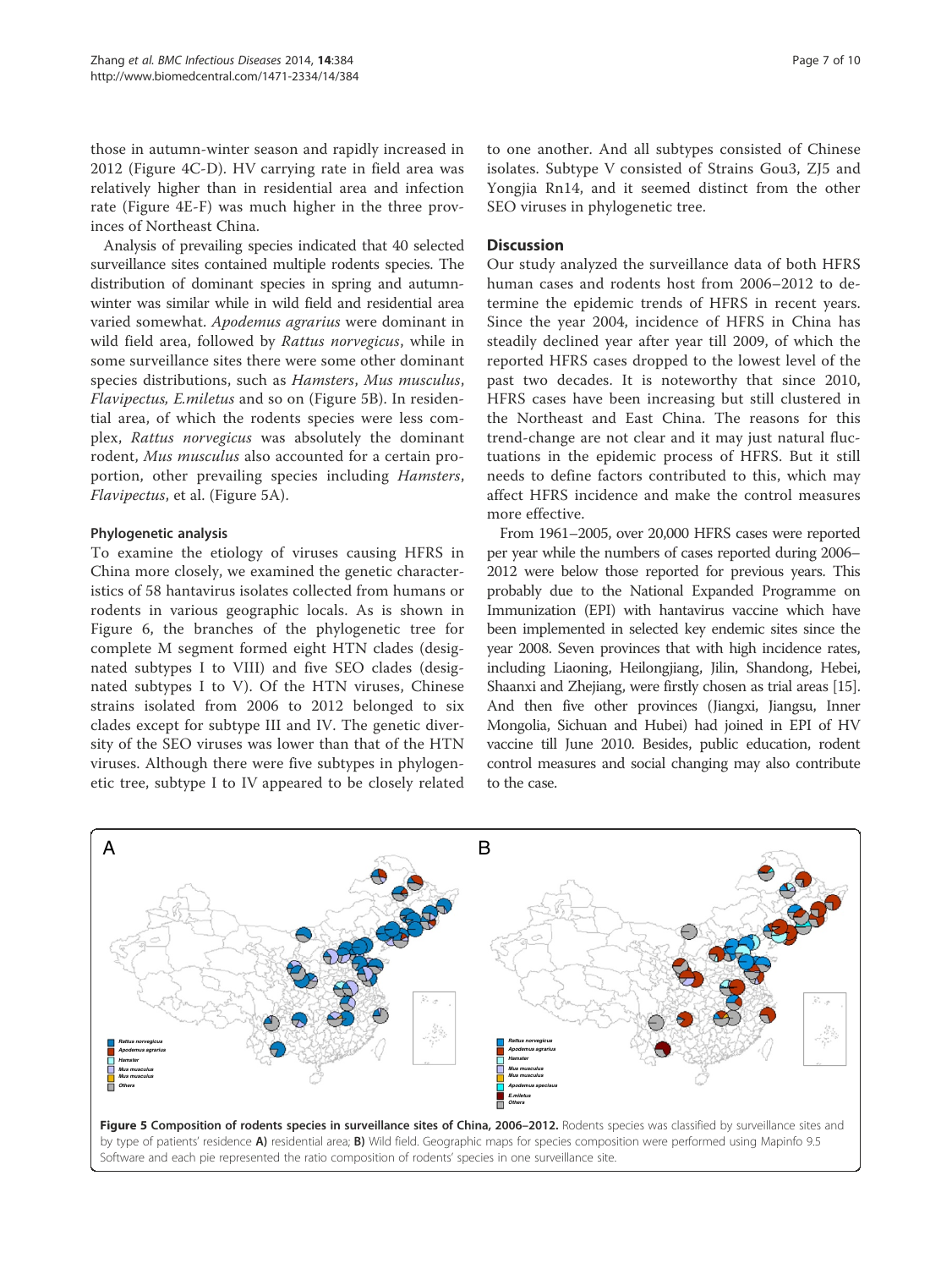those in autumn-winter season and rapidly increased in 2012 (Figure 4C-D). HV carrying rate in field area was relatively higher than in residential area and infection rate (Figure 4E-F) was much higher in the three provinces of Northeast China.

Analysis of prevailing species indicated that 40 selected surveillance sites contained multiple rodents species. The distribution of dominant species in spring and autumn-winter was similar while in wild field and residential area varied somewhat. *Apodemus agrarius* were dominant in wild field area, followed by *Rattus norvegicus*, while in some surveillance sites there were some other dominant species distributions, such as *Hamsters*, *Mus musculus*, *Flavipectus, E.miletus* and so on (Figure 5B). In residential area, of which the rodents species were less complex, *Rattus norvegicus* was absolutely the dominant rodent, *Mus musculus* also accounted for a certain proportion, other prevailing species including *Hamsters*, *Flavipectus*, et al. (Figure 5A).

### Phylogenetic analysis

To examine the etiology of viruses causing HFRS in China more closely, we examined the genetic characteristics of 58 hantavirus isolates collected from humans or rodents in various geographic locals. As is shown in Figure 6, the branches of the phylogenetic tree for complete M segment formed eight HTN clades (designated subtypes I to VIII) and five SEO clades (designated subtypes I to V). Of the HTN viruses, Chinese strains isolated from 2006 to 2012 belonged to six clades except for subtype III and IV. The genetic diversity of the SEO viruses was lower than that of the HTN viruses. Although there were five subtypes in phylogenetic tree, subtype I to IV appeared to be closely related to one another. And all subtypes consisted of Chinese isolates. Subtype V consisted of Strains Gou3, ZJ5 and Yongjia Rn14, and it seemed distinct from the other SEO viruses in phylogenetic tree.

## Discussion

Our study analyzed the surveillance data of both HFRS human cases and rodents host from 2006–2012 to determine the epidemic trends of HFRS in recent years. Since the year 2004, incidence of HFRS in China has steadily declined year after year till 2009, of which the reported HFRS cases dropped to the lowest level of the past two decades. It is noteworthy that since 2010, HFRS cases have been increasing but still clustered in the Northeast and East China. The reasons for this trend-change are not clear and it may just natural fluctuations in the epidemic process of HFRS. But it still needs to define factors contributed to this, which may affect HFRS incidence and make the control measures more effective.

From 1961–2005, over 20,000 HFRS cases were reported per year while the numbers of cases reported during 2006–2012 were below those reported for previous years. This probably due to the National Expanded Programme on Immunization (EPI) with hantavirus vaccine which have been implemented in selected key endemic sites since the year 2008. Seven provinces that with high incidence rates, including Liaoning, Heilongjiang, Jilin, Shandong, Hebei, Shaanxi and Zhejiang, were firstly chosen as trial areas [15]. And then five other provinces (Jiangxi, Jiangsu, Inner Mongolia, Sichuan and Hubei) had joined in EPI of HV vaccine till June 2010. Besides, public education, rodent control measures and social changing may also contribute to the case.

**Figure 5 Composition of rodents species in surveillance sites of China, 2006–2012.** Rodents species was classified by surveillance sites and by type of patients' residence **A)** residential area; **B)** Wild field. Geographic maps for species composition were performed using Mapinfo 9.5 Software and each pie represented the ratio composition of rodents' species in one surveillance site.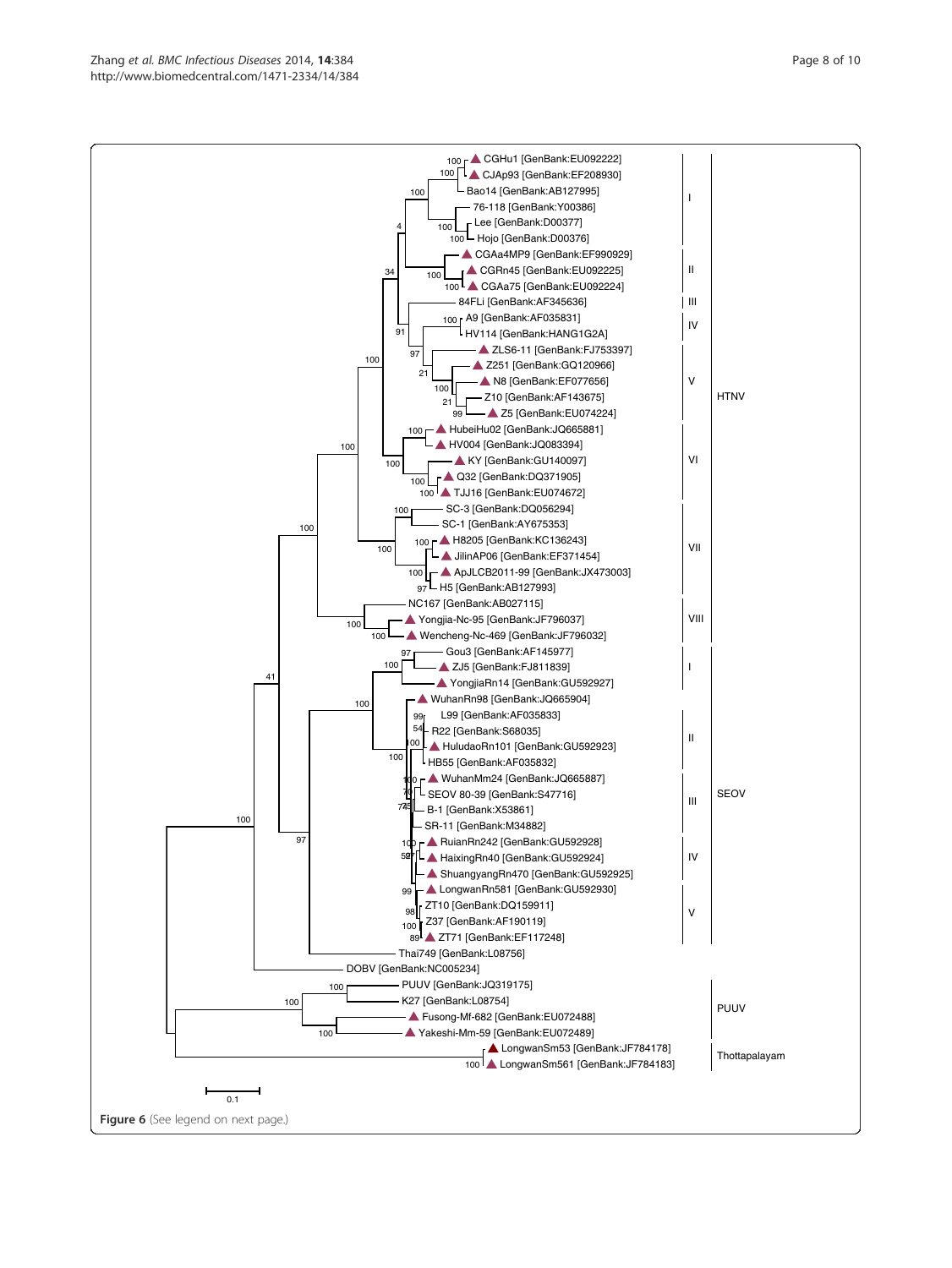Figure 6 (See legend on next page.)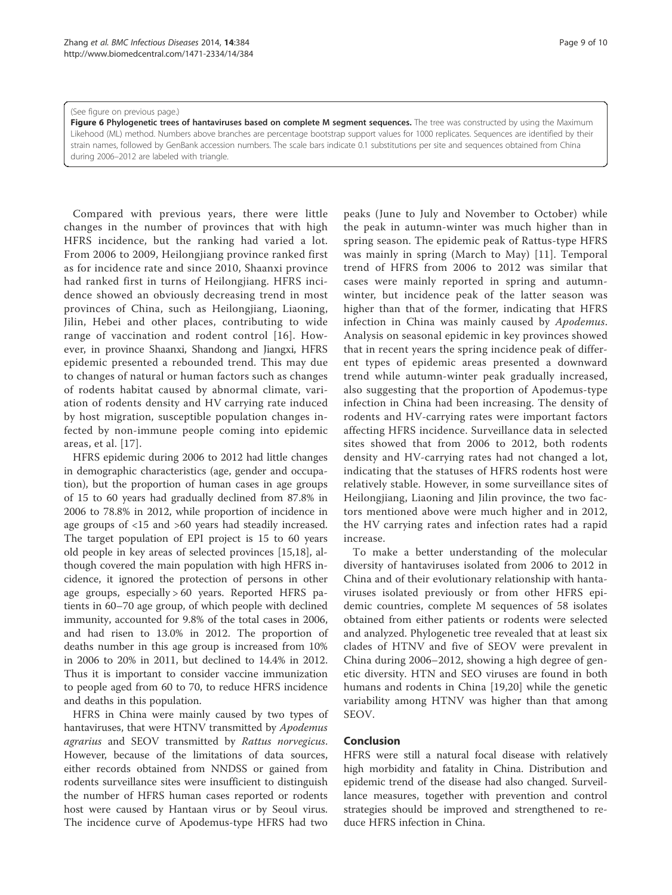(See figure on previous page.)

**Figure 6 Phylogenetic trees of hantaviruses based on complete M segment sequences.** The tree was constructed by using the Maximum Likehood (ML) method. Numbers above branches are percentage bootstrap support values for 1000 replicates. Sequences are identified by their strain names, followed by GenBank accession numbers. The scale bars indicate 0.1 substitutions per site and sequences obtained from China during 2006–2012 are labeled with triangle.

Compared with previous years, there were little changes in the number of provinces that with high HFRS incidence, but the ranking had varied a lot. From 2006 to 2009, Heilongjiang province ranked first as for incidence rate and since 2010, Shaanxi province had ranked first in turns of Heilongjiang. HFRS incidence showed an obviously decreasing trend in most provinces of China, such as Heilongjiang, Liaoning, Jilin, Hebei and other places, contributing to wide range of vaccination and rodent control [16]. However, in province Shaanxi, Shandong and Jiangxi, HFRS epidemic presented a rebounded trend. This may due to changes of natural or human factors such as changes of rodents habitat caused by abnormal climate, variation of rodents density and HV carrying rate induced by host migration, susceptible population changes infected by non-immune people coming into epidemic areas, et al. [17].

HFRS epidemic during 2006 to 2012 had little changes in demographic characteristics (age, gender and occupation), but the proportion of human cases in age groups of 15 to 60 years had gradually declined from 87.8% in 2006 to 78.8% in 2012, while proportion of incidence in age groups of <15 and >60 years had steadily increased. The target population of EPI project is 15 to 60 years old people in key areas of selected provinces [15,18], although covered the main population with high HFRS incidence, it ignored the protection of persons in other age groups, especially > 60 years. Reported HFRS patients in 60–70 age group, of which people with declined immunity, accounted for 9.8% of the total cases in 2006, and had risen to 13.0% in 2012. The proportion of deaths number in this age group is increased from 10% in 2006 to 20% in 2011, but declined to 14.4% in 2012. Thus it is important to consider vaccine immunization to people aged from 60 to 70, to reduce HFRS incidence and deaths in this population.

HFRS in China were mainly caused by two types of hantaviruses, that were HTNV transmitted by *Apodemus agrarius* and SEOV transmitted by *Rattus norvegicus*. However, because of the limitations of data sources, either records obtained from NNDSS or gained from rodents surveillance sites were insufficient to distinguish the number of HFRS human cases reported or rodents host were caused by Hantaan virus or by Seoul virus. The incidence curve of Apodemus-type HFRS had two peaks (June to July and November to October) while the peak in autumn-winter was much higher than in spring season. The epidemic peak of Rattus-type HFRS was mainly in spring (March to May) [11]. Temporal trend of HFRS from 2006 to 2012 was similar that cases were mainly reported in spring and autumn-winter, but incidence peak of the latter season was higher than that of the former, indicating that HFRS infection in China was mainly caused by *Apodemus*. Analysis on seasonal epidemic in key provinces showed that in recent years the spring incidence peak of different types of epidemic areas presented a downward trend while autumn-winter peak gradually increased, also suggesting that the proportion of Apodemus-type infection in China had been increasing. The density of rodents and HV-carrying rates were important factors affecting HFRS incidence. Surveillance data in selected sites showed that from 2006 to 2012, both rodents density and HV-carrying rates had not changed a lot, indicating that the statuses of HFRS rodents host were relatively stable. However, in some surveillance sites of Heilongjiang, Liaoning and Jilin province, the two factors mentioned above were much higher and in 2012, the HV carrying rates and infection rates had a rapid increase.

To make a better understanding of the molecular diversity of hantaviruses isolated from 2006 to 2012 in China and of their evolutionary relationship with hantaviruses isolated previously or from other HFRS epidemic countries, complete M sequences of 58 isolates obtained from either patients or rodents were selected and analyzed. Phylogenetic tree revealed that at least six clades of HTNV and five of SEOV were prevalent in China during 2006–2012, showing a high degree of genetic diversity. HTN and SEO viruses are found in both humans and rodents in China [19,20] while the genetic variability among HTNV was higher than that among SEOV.

## Conclusion

HFRS were still a natural focal disease with relatively high morbidity and fatality in China. Distribution and epidemic trend of the disease had also changed. Surveillance measures, together with prevention and control strategies should be improved and strengthened to reduce HFRS infection in China.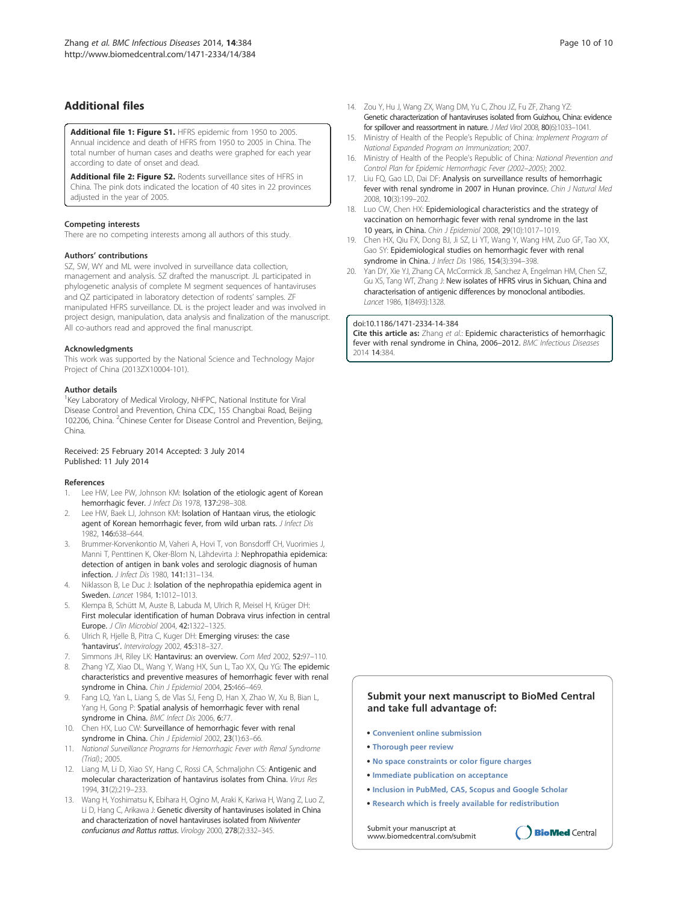## Additional files

**Additional file 1: Figure S1.** HFRS epidemic from 1950 to 2005. Annual incidence and death of HFRS from 1950 to 2005 in China. The total number of human cases and deaths were graphed for each year according to date of onset and dead.

**Additional file 2: Figure S2.** Rodents surveillance sites of HFRS in China. The pink dots indicated the location of 40 sites in 22 provinces adjusted in the year of 2005.

### Competing interests

There are no competing interests among all authors of this study.

### Authors' contributions

SZ, SW, WY and ML were involved in surveillance data collection, management and analysis. SZ drafted the manuscript. JL participated in phylogenetic analysis of complete M segment sequences of hantaviruses and QZ participated in laboratory detection of rodents' samples. ZF manipulated HFRS surveillance. DL is the project leader and was involved in project design, manipulation, data analysis and finalization of the manuscript. All co-authors read and approved the final manuscript.

### Acknowledgments

This work was supported by the National Science and Technology Major Project of China (2013ZX10004-101).

### Author details

[1]Key Laboratory of Medical Virology, NHFPC, National Institute for Viral Disease Control and Prevention, China CDC, 155 Changbai Road, Beijing 102206, China. [2]Chinese Center for Disease Control and Prevention, Beijing, China.

Received: 25 February 2014 Accepted: 3 July 2014
Published: 11 July 2014

### References

1. Lee HW, Lee PW, Johnson KM: **Isolation of the etiologic agent of Korean hemorrhagic fever.** *J Infect Dis* 1978, **137:**298–308.
2. Lee HW, Baek LJ, Johnson KM: **Isolation of Hantaan virus, the etiologic agent of Korean hemorrhagic fever, from wild urban rats.** *J Infect Dis* 1982, **146:**638–644.
3. Brummer-Korvenkontio M, Vaheri A, Hovi T, von Bonsdorff CH, Vuorimies J, Manni T, Penttinen K, Oker-Blom N, Lähdevirta J: **Nephropathia epidemica: detection of antigen in bank voles and serologic diagnosis of human infection.** *J Infect Dis* 1980, **141:**131–134.
4. Niklasson B, Le Duc J: **Isolation of the nephropathia epidemica agent in Sweden.** *Lancet* 1984, **1:**1012–1013.
5. Klempa B, Schütt M, Auste B, Labuda M, Ulrich R, Meisel H, Krüger DH: **First molecular identification of human Dobrava virus infection in central Europe.** *J Clin Microbiol* 2004, **42:**1322–1325.
6. Ulrich R, Hjelle B, Pitra C, Kuger DH: **Emerging viruses: the case 'hantavirus'.** *Intervirology* 2002, **45:**318–327.
7. Simmons JH, Riley LK: **Hantavirus: an overview.** *Com Med* 2002, **52:**97–110.
8. Zhang YZ, Xiao DL, Wang Y, Wang HX, Sun L, Tao XX, Qu YG: **The epidemic characteristics and preventive measures of hemorrhagic fever with renal syndrome in China.** *Chin J Epidemiol* 2004, **25:**466–469.
9. Fang LQ, Yan L, Liang S, de Vlas SJ, Feng D, Han X, Zhao W, Xu B, Bian L, Yang H, Gong P: **Spatial analysis of hemorrhagic fever with renal syndrome in China.** *BMC Infect Dis* 2006, **6:**77.
10. Chen HX, Luo CW: **Surveillance of hemorrhagic fever with renal syndrome in China.** *Chin J Epidemiol* 2002, **23**(1):63–66.
11. *National Surveillance Programs for Hemorrhagic Fever with Renal Syndrome (Trial).*; 2005.
12. Liang M, Li D, Xiao SY, Hang C, Rossi CA, Schmaljohn CS: **Antigenic and molecular characterization of hantavirus isolates from China.** *Virus Res* 1994, **31**(2):219–233.
13. Wang H, Yoshimatsu K, Ebihara H, Ogino M, Araki K, Kariwa H, Wang Z, Luo Z, Li D, Hang C, Arikawa J: **Genetic diversity of hantaviruses isolated in China and characterization of novel hantaviruses isolated from *Niviventer confucianus* and *Rattus rattus*.** *Virology* 2000, **278**(2):332–345.
14. Zou Y, Hu J, Wang ZX, Wang DM, Yu C, Zhou JZ, Fu ZF, Zhang YZ: **Genetic characterization of hantaviruses isolated from Guizhou, China: evidence for spillover and reassortment in nature.** *J Med Virol* 2008, **80**(6):1033–1041.
15. Ministry of Health of the People's Republic of China: *Implement Program of National Expanded Program on Immunization*; 2007.
16. Ministry of Health of the People's Republic of China: *National Prevention and Control Plan for Epidemic Hemorrhagic Fever (2002–2005)*; 2002.
17. Liu FQ, Gao LD, Dai DF: **Analysis on surveillance results of hemorrhagic fever with renal syndrome in 2007 in Hunan province.** *Chin J Natural Med* 2008, **10**(3):199–202.
18. Luo CW, Chen HX: **Epidemiological characteristics and the strategy of vaccination on hemorrhagic fever with renal syndrome in the last 10 years, in China.** *Chin J Epidemiol* 2008, **29**(10):1017–1019.
19. Chen HX, Qiu FX, Dong BJ, Ji SZ, Li YT, Wang Y, Wang HM, Zuo GF, Tao XX, Gao SY: **Epidemiological studies on hemorrhagic fever with renal syndrome in China.** *J Infect Dis* 1986, **154**(3):394–398.
20. Yan DY, Xie YJ, Zhang CA, McCormick JB, Sanchez A, Engelman HM, Chen SZ, Gu XS, Tang WT, Zhang J: **New isolates of HFRS virus in Sichuan, China and characterisation of antigenic differences by monoclonal antibodies.** *Lancet* 1986, **1**(8493):1328.

doi:10.1186/1471-2334-14-384
**Cite this article as:** Zhang *et al.*: Epidemic characteristics of hemorrhagic fever with renal syndrome in China, 2006–2012. *BMC Infectious Diseases* 2014 **14**:384.

**Submit your next manuscript to BioMed Central and take full advantage of:**

- **Convenient online submission**
- **Thorough peer review**
- **No space constraints or color figure charges**
- **Immediate publication on acceptance**
- **Inclusion in PubMed, CAS, Scopus and Google Scholar**
- **Research which is freely available for redistribution**

Submit your manuscript at
www.biomedcentral.com/submit

BioMed Central